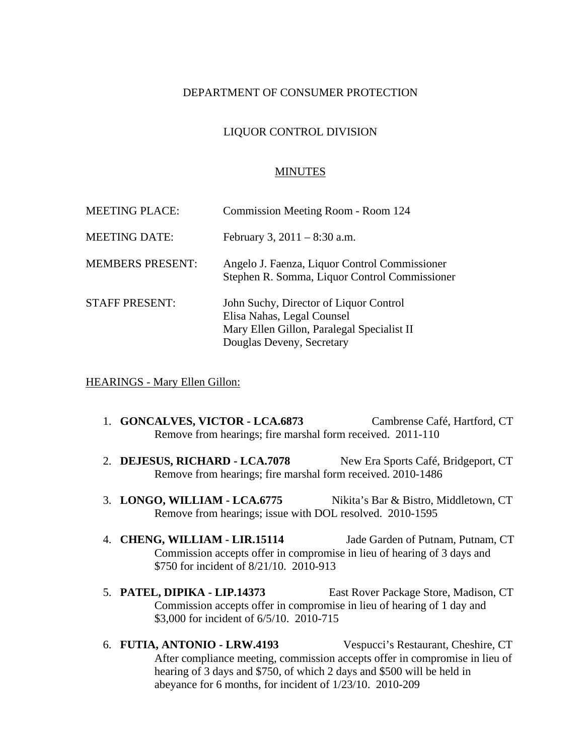DEPARTMENT OF CONSUMER PROTECTION

LIQUOR CONTROL DIVISION

MINUTES

| | |
|---|---|
| MEETING PLACE: | Commission Meeting Room - Room 124 |
| MEETING DATE: | February 3, 2011 – 8:30 a.m. |
| MEMBERS PRESENT: | Angelo J. Faenza, Liquor Control Commissioner<br>Stephen R. Somma, Liquor Control Commissioner |
| STAFF PRESENT: | John Suchy, Director of Liquor Control<br>Elisa Nahas, Legal Counsel<br>Mary Ellen Gillon, Paralegal Specialist II<br>Douglas Deveny, Secretary |

HEARINGS - Mary Ellen Gillon:

1. **GONCALVES, VICTOR - LCA.6873** Cambrense Café, Hartford, CT
   Remove from hearings; fire marshal form received. 2011-110

2. **DEJESUS, RICHARD - LCA.7078** New Era Sports Café, Bridgeport, CT
   Remove from hearings; fire marshal form received. 2010-1486

3. **LONGO, WILLIAM - LCA.6775** Nikita's Bar & Bistro, Middletown, CT
   Remove from hearings; issue with DOL resolved. 2010-1595

4. **CHENG, WILLIAM - LIR.15114** Jade Garden of Putnam, Putnam, CT
   Commission accepts offer in compromise in lieu of hearing of 3 days and $750 for incident of 8/21/10. 2010-913

5. **PATEL, DIPIKA - LIP.14373** East Rover Package Store, Madison, CT
   Commission accepts offer in compromise in lieu of hearing of 1 day and $3,000 for incident of 6/5/10. 2010-715

6. **FUTIA, ANTONIO - LRW.4193** Vespucci's Restaurant, Cheshire, CT
   After compliance meeting, commission accepts offer in compromise in lieu of hearing of 3 days and $750, of which 2 days and $500 will be held in abeyance for 6 months, for incident of 1/23/10. 2010-209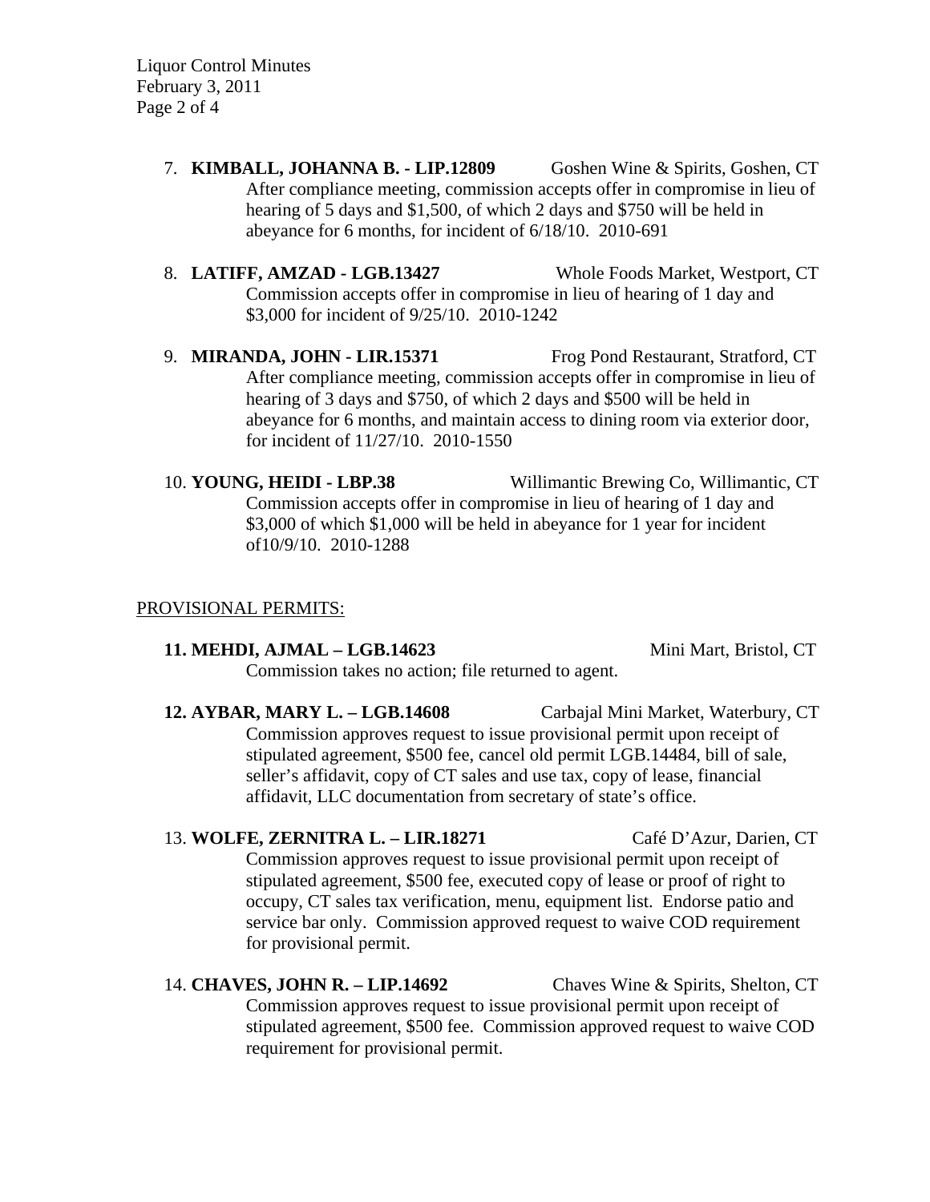7. **KIMBALL, JOHANNA B. - LIP.12809** Goshen Wine & Spirits, Goshen, CT

   After compliance meeting, commission accepts offer in compromise in lieu of hearing of 5 days and $1,500, of which 2 days and $750 will be held in abeyance for 6 months, for incident of 6/18/10. 2010-691

8. **LATIFF, AMZAD - LGB.13427** Whole Foods Market, Westport, CT

   Commission accepts offer in compromise in lieu of hearing of 1 day and $3,000 for incident of 9/25/10. 2010-1242

9. **MIRANDA, JOHN - LIR.15371** Frog Pond Restaurant, Stratford, CT

   After compliance meeting, commission accepts offer in compromise in lieu of hearing of 3 days and $750, of which 2 days and $500 will be held in abeyance for 6 months, and maintain access to dining room via exterior door, for incident of 11/27/10. 2010-1550

10. **YOUNG, HEIDI - LBP.38** Willimantic Brewing Co, Willimantic, CT

    Commission accepts offer in compromise in lieu of hearing of 1 day and $3,000 of which $1,000 will be held in abeyance for 1 year for incident of10/9/10. 2010-1288

PROVISIONAL PERMITS:

**11. MEHDI, AJMAL – LGB.14623** Mini Mart, Bristol, CT

Commission takes no action; file returned to agent.

**12. AYBAR, MARY L. – LGB.14608** Carbajal Mini Market, Waterbury, CT

Commission approves request to issue provisional permit upon receipt of stipulated agreement, $500 fee, cancel old permit LGB.14484, bill of sale, seller's affidavit, copy of CT sales and use tax, copy of lease, financial affidavit, LLC documentation from secretary of state's office.

13. **WOLFE, ZERNITRA L. – LIR.18271** Café D'Azur, Darien, CT

Commission approves request to issue provisional permit upon receipt of stipulated agreement, $500 fee, executed copy of lease or proof of right to occupy, CT sales tax verification, menu, equipment list. Endorse patio and service bar only. Commission approved request to waive COD requirement for provisional permit.

14. **CHAVES, JOHN R. – LIP.14692** Chaves Wine & Spirits, Shelton, CT

Commission approves request to issue provisional permit upon receipt of stipulated agreement, $500 fee. Commission approved request to waive COD requirement for provisional permit.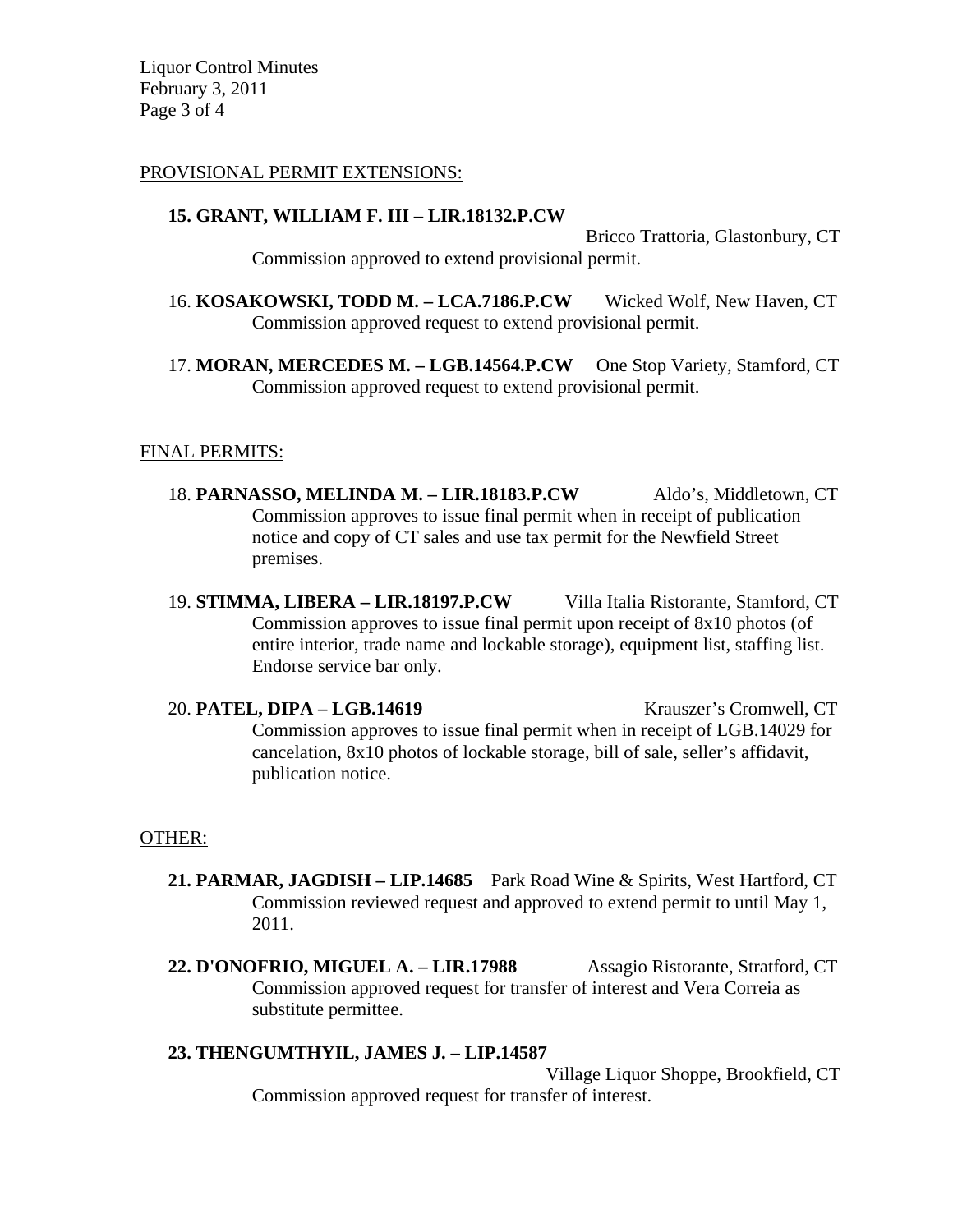PROVISIONAL PERMIT EXTENSIONS:

**15. GRANT, WILLIAM F. III – LIR.18132.P.CW**
Bricco Trattoria, Glastonbury, CT
Commission approved to extend provisional permit.

16. **KOSAKOWSKI, TODD M. – LCA.7186.P.CW** Wicked Wolf, New Haven, CT
Commission approved request to extend provisional permit.

17. **MORAN, MERCEDES M. – LGB.14564.P.CW** One Stop Variety, Stamford, CT
Commission approved request to extend provisional permit.

FINAL PERMITS:

18. **PARNASSO, MELINDA M. – LIR.18183.P.CW** Aldo's, Middletown, CT
Commission approves to issue final permit when in receipt of publication notice and copy of CT sales and use tax permit for the Newfield Street premises.

19. **STIMMA, LIBERA – LIR.18197.P.CW** Villa Italia Ristorante, Stamford, CT
Commission approves to issue final permit upon receipt of 8x10 photos (of entire interior, trade name and lockable storage), equipment list, staffing list. Endorse service bar only.

20. **PATEL, DIPA – LGB.14619** Krauszer's Cromwell, CT
Commission approves to issue final permit when in receipt of LGB.14029 for cancelation, 8x10 photos of lockable storage, bill of sale, seller's affidavit, publication notice.

OTHER:

**21. PARMAR, JAGDISH – LIP.14685** Park Road Wine & Spirits, West Hartford, CT
Commission reviewed request and approved to extend permit to until May 1, 2011.

**22. D'ONOFRIO, MIGUEL A. – LIR.17988** Assagio Ristorante, Stratford, CT
Commission approved request for transfer of interest and Vera Correia as substitute permittee.

**23. THENGUMTHYIL, JAMES J. – LIP.14587**
Village Liquor Shoppe, Brookfield, CT
Commission approved request for transfer of interest.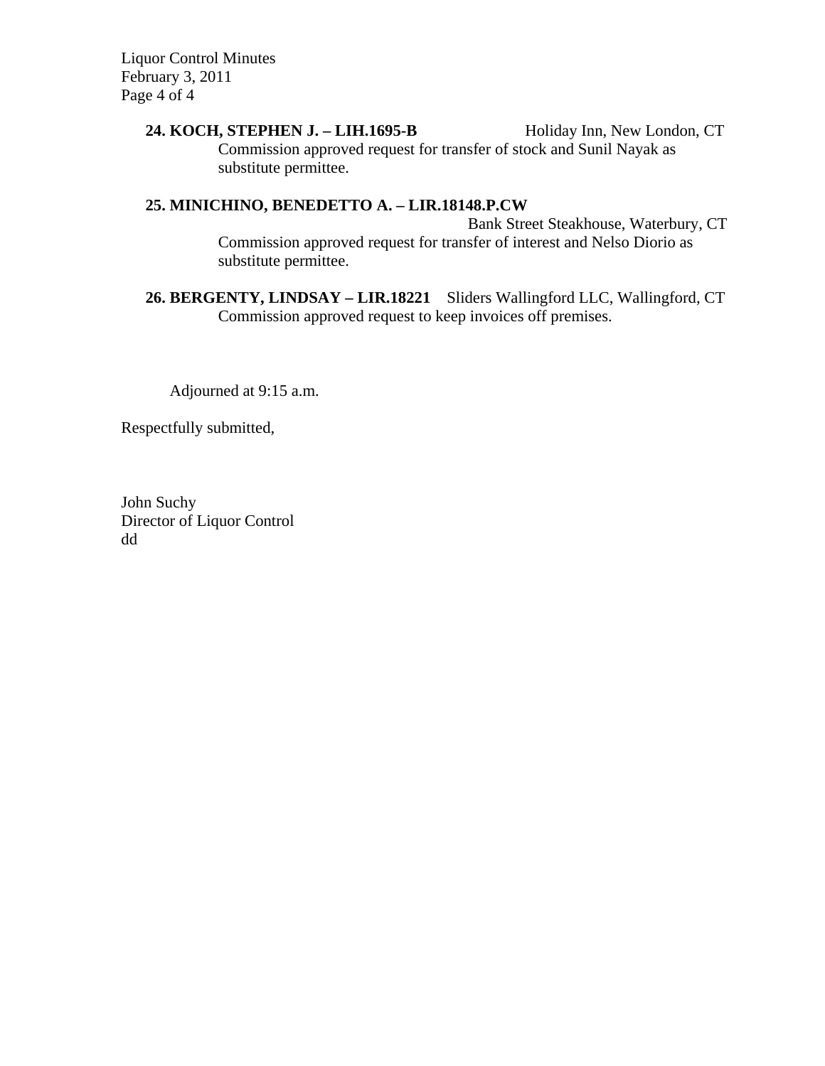**24. KOCH, STEPHEN J. – LIH.1695-B** Holiday Inn, New London, CT

Commission approved request for transfer of stock and Sunil Nayak as substitute permittee.

**25. MINICHINO, BENEDETTO A. – LIR.18148.P.CW**

Bank Street Steakhouse, Waterbury, CT

Commission approved request for transfer of interest and Nelso Diorio as substitute permittee.

**26. BERGENTY, LINDSAY – LIR.18221** Sliders Wallingford LLC, Wallingford, CT

Commission approved request to keep invoices off premises.

Adjourned at 9:15 a.m.

Respectfully submitted,

John Suchy
Director of Liquor Control
dd